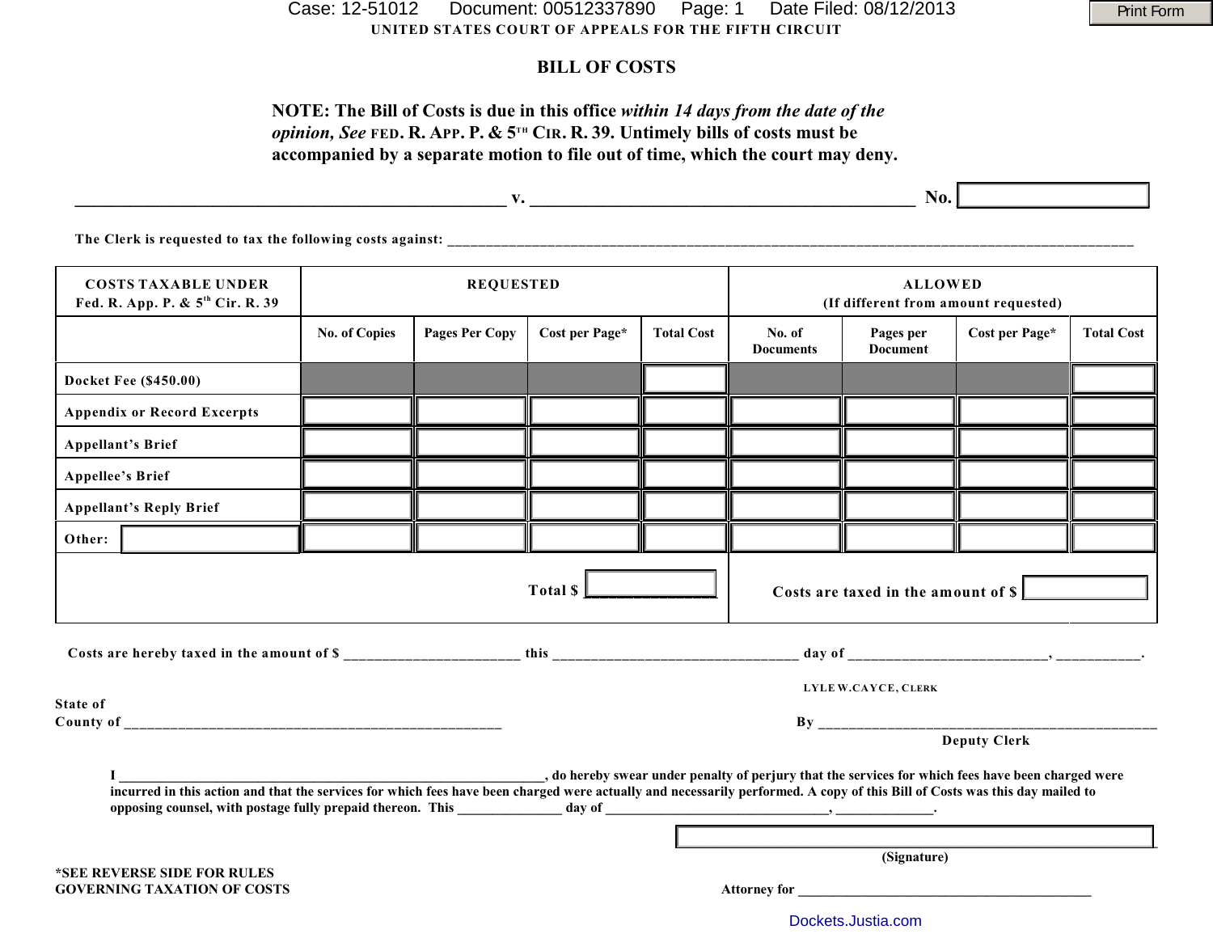UNITED STATES COURT OF APPEALS FOR THE FIFTH CIRCUIT

# BILL OF COSTS

**NOTE: The Bill of Costs is due in this office *within 14 days from the date of the opinion, See* FED. R. APP. P. & 5TH CIR. R. 39. Untimely bills of costs must be accompanied by a separate motion to file out of time, which the court may deny.**

_________________________________________________ v. ____________________________________________ **No.** ______

The Clerk is requested to tax the following costs against: ______________________________________________________________________

| COSTS TAXABLE UNDER Fed. R. App. P. & 5th Cir. R. 39 | REQUESTED | | | | ALLOWED (If different from amount requested) | | | |
|---|---|---|---|---|---|---|---|---|
| | No. of Copies | Pages Per Copy | Cost per Page* | Total Cost | No. of Documents | Pages per Document | Cost per Page* | Total Cost |
| Docket Fee ($450.00) | | | | | | | | |
| Appendix or Record Excerpts | | | | | | | | |
| Appellant's Brief | | | | | | | | |
| Appellee's Brief | | | | | | | | |
| Appellant's Reply Brief | | | | | | | | |
| Other: | | | | | | | | |
| | | | Total $ | | Costs are taxed in the amount of $ | | | |

Costs are hereby taxed in the amount of $ _______________________ this _________________________________ day of __________________________, ___________.

LYLE W. CAYCE, CLERK

State of

County of ___________________________________________________

By ______________________________________________

Deputy Clerk

I ______________________________________________________________, do hereby swear under penalty of perjury that the services for which fees have been charged were incurred in this action and that the services for which fees have been charged were actually and necessarily performed. A copy of this Bill of Costs was this day mailed to opposing counsel, with postage fully prepaid thereon. This ______________ day of ________________________________, ______________.

______________________________

(Signature)

*SEE REVERSE SIDE FOR RULES GOVERNING TAXATION OF COSTS

Attorney for __________________________________________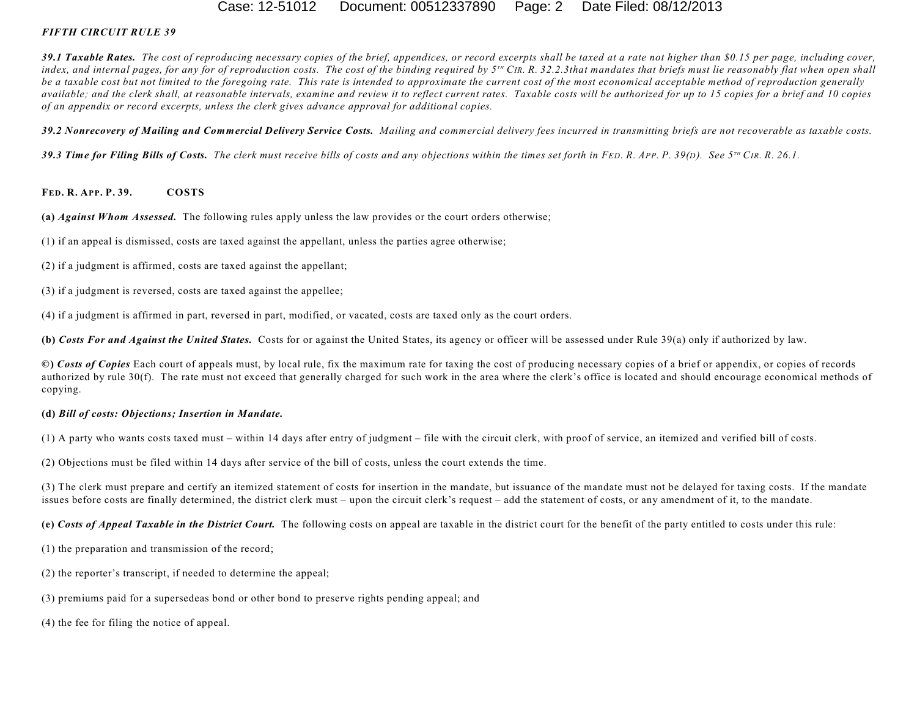***FIFTH CIRCUIT RULE 39***

***39.1 Taxable Rates.*** *The cost of reproducing necessary copies of the brief, appendices, or record excerpts shall be taxed at a rate not higher than $0.15 per page, including cover, index, and internal pages, for any for of reproduction costs. The cost of the binding required by 5TH CIR. R. 32.2.3that mandates that briefs must lie reasonably flat when open shall be a taxable cost but not limited to the foregoing rate. This rate is intended to approximate the current cost of the most economical acceptable method of reproduction generally available; and the clerk shall, at reasonable intervals, examine and review it to reflect current rates. Taxable costs will be authorized for up to 15 copies for a brief and 10 copies of an appendix or record excerpts, unless the clerk gives advance approval for additional copies.*

***39.2 Nonrecovery of Mailing and Commercial Delivery Service Costs.*** *Mailing and commercial delivery fees incurred in transmitting briefs are not recoverable as taxable costs.*

***39.3 Time for Filing Bills of Costs.*** *The clerk must receive bills of costs and any objections within the times set forth in FED. R. APP. P. 39(D). See 5TH CIR. R. 26.1.*

**FED. R. APP. P. 39. COSTS**

**(a)** ***Against Whom Assessed.*** The following rules apply unless the law provides or the court orders otherwise;

(1) if an appeal is dismissed, costs are taxed against the appellant, unless the parties agree otherwise;

(2) if a judgment is affirmed, costs are taxed against the appellant;

(3) if a judgment is reversed, costs are taxed against the appellee;

(4) if a judgment is affirmed in part, reversed in part, modified, or vacated, costs are taxed only as the court orders.

**(b)** ***Costs For and Against the United States.*** Costs for or against the United States, its agency or officer will be assessed under Rule 39(a) only if authorized by law.

**©)** ***Costs of Copies*** Each court of appeals must, by local rule, fix the maximum rate for taxing the cost of producing necessary copies of a brief or appendix, or copies of records authorized by rule 30(f). The rate must not exceed that generally charged for such work in the area where the clerk's office is located and should encourage economical methods of copying.

**(d)** ***Bill of costs: Objections; Insertion in Mandate.***

(1) A party who wants costs taxed must – within 14 days after entry of judgment – file with the circuit clerk, with proof of service, an itemized and verified bill of costs.

(2) Objections must be filed within 14 days after service of the bill of costs, unless the court extends the time.

(3) The clerk must prepare and certify an itemized statement of costs for insertion in the mandate, but issuance of the mandate must not be delayed for taxing costs. If the mandate issues before costs are finally determined, the district clerk must – upon the circuit clerk's request – add the statement of costs, or any amendment of it, to the mandate.

**(e)** ***Costs of Appeal Taxable in the District Court.*** The following costs on appeal are taxable in the district court for the benefit of the party entitled to costs under this rule:

(1) the preparation and transmission of the record;

(2) the reporter's transcript, if needed to determine the appeal;

(3) premiums paid for a supersedeas bond or other bond to preserve rights pending appeal; and

(4) the fee for filing the notice of appeal.